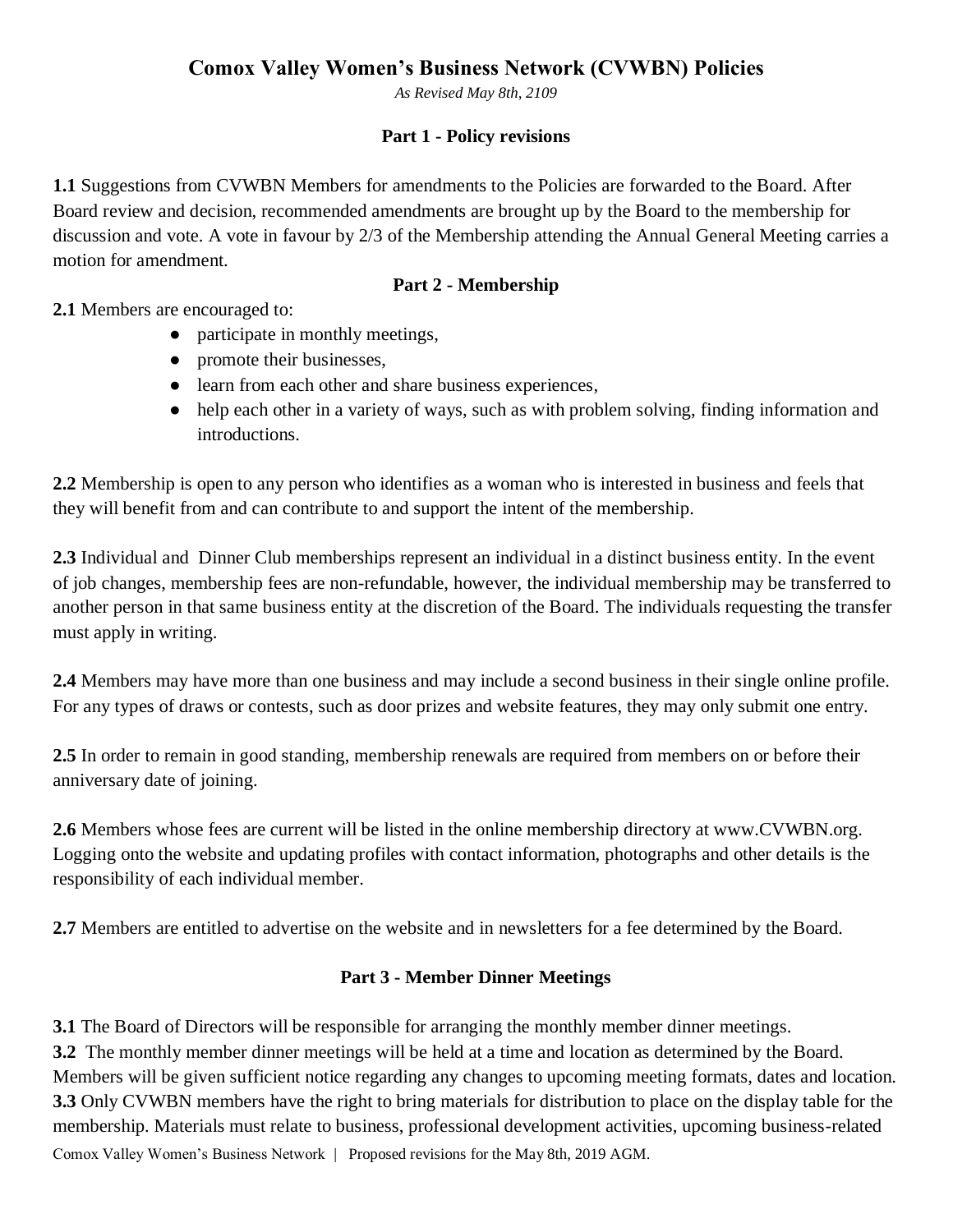# Comox Valley Women's Business Network (CVWBN) Policies

*As Revised May 8th, 2109*

## Part 1 - Policy revisions

**1.1** Suggestions from CVWBN Members for amendments to the Policies are forwarded to the Board. After Board review and decision, recommended amendments are brought up by the Board to the membership for discussion and vote. A vote in favour by 2/3 of the Membership attending the Annual General Meeting carries a motion for amendment.

## Part 2 - Membership

**2.1** Members are encouraged to:

- participate in monthly meetings,
- promote their businesses,
- learn from each other and share business experiences,
- help each other in a variety of ways, such as with problem solving, finding information and introductions.

**2.2** Membership is open to any person who identifies as a woman who is interested in business and feels that they will benefit from and can contribute to and support the intent of the membership.

**2.3** Individual and Dinner Club memberships represent an individual in a distinct business entity. In the event of job changes, membership fees are non-refundable, however, the individual membership may be transferred to another person in that same business entity at the discretion of the Board. The individuals requesting the transfer must apply in writing.

**2.4** Members may have more than one business and may include a second business in their single online profile. For any types of draws or contests, such as door prizes and website features, they may only submit one entry.

**2.5** In order to remain in good standing, membership renewals are required from members on or before their anniversary date of joining.

**2.6** Members whose fees are current will be listed in the online membership directory at www.CVWBN.org. Logging onto the website and updating profiles with contact information, photographs and other details is the responsibility of each individual member.

**2.7** Members are entitled to advertise on the website and in newsletters for a fee determined by the Board.

## Part 3 - Member Dinner Meetings

**3.1** The Board of Directors will be responsible for arranging the monthly member dinner meetings.

**3.2** The monthly member dinner meetings will be held at a time and location as determined by the Board. Members will be given sufficient notice regarding any changes to upcoming meeting formats, dates and location.

**3.3** Only CVWBN members have the right to bring materials for distribution to place on the display table for the membership. Materials must relate to business, professional development activities, upcoming business-related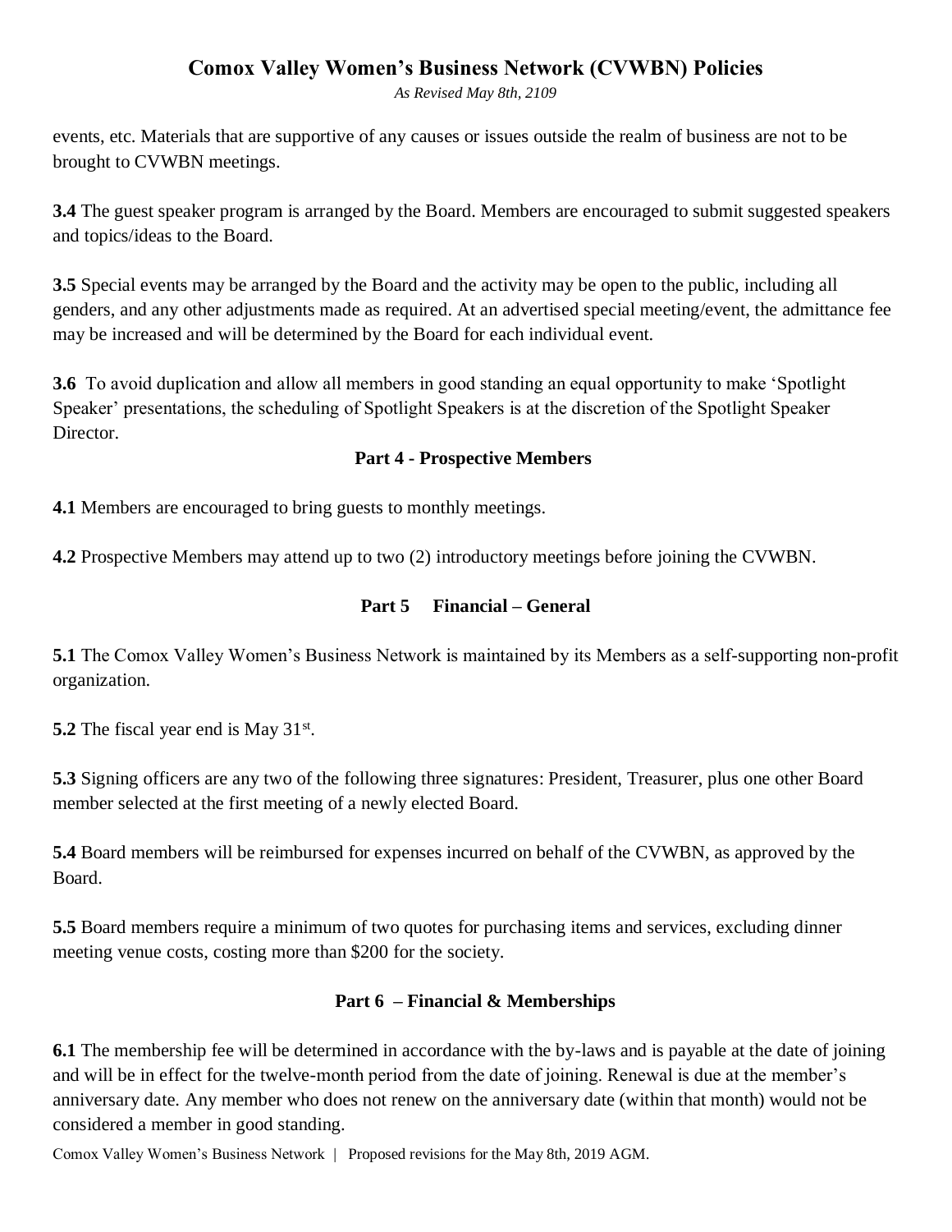events, etc. Materials that are supportive of any causes or issues outside the realm of business are not to be brought to CVWBN meetings.

**3.4** The guest speaker program is arranged by the Board. Members are encouraged to submit suggested speakers and topics/ideas to the Board.

**3.5** Special events may be arranged by the Board and the activity may be open to the public, including all genders, and any other adjustments made as required. At an advertised special meeting/event, the admittance fee may be increased and will be determined by the Board for each individual event.

**3.6** To avoid duplication and allow all members in good standing an equal opportunity to make 'Spotlight Speaker' presentations, the scheduling of Spotlight Speakers is at the discretion of the Spotlight Speaker Director.

## Part 4 - Prospective Members

**4.1** Members are encouraged to bring guests to monthly meetings.

**4.2** Prospective Members may attend up to two (2) introductory meetings before joining the CVWBN.

## Part 5 Financial – General

**5.1** The Comox Valley Women's Business Network is maintained by its Members as a self-supporting non-profit organization.

**5.2** The fiscal year end is May 31st.

**5.3** Signing officers are any two of the following three signatures: President, Treasurer, plus one other Board member selected at the first meeting of a newly elected Board.

**5.4** Board members will be reimbursed for expenses incurred on behalf of the CVWBN, as approved by the Board.

**5.5** Board members require a minimum of two quotes for purchasing items and services, excluding dinner meeting venue costs, costing more than $200 for the society.

## Part 6 – Financial & Memberships

**6.1** The membership fee will be determined in accordance with the by-laws and is payable at the date of joining and will be in effect for the twelve-month period from the date of joining. Renewal is due at the member's anniversary date. Any member who does not renew on the anniversary date (within that month) would not be considered a member in good standing.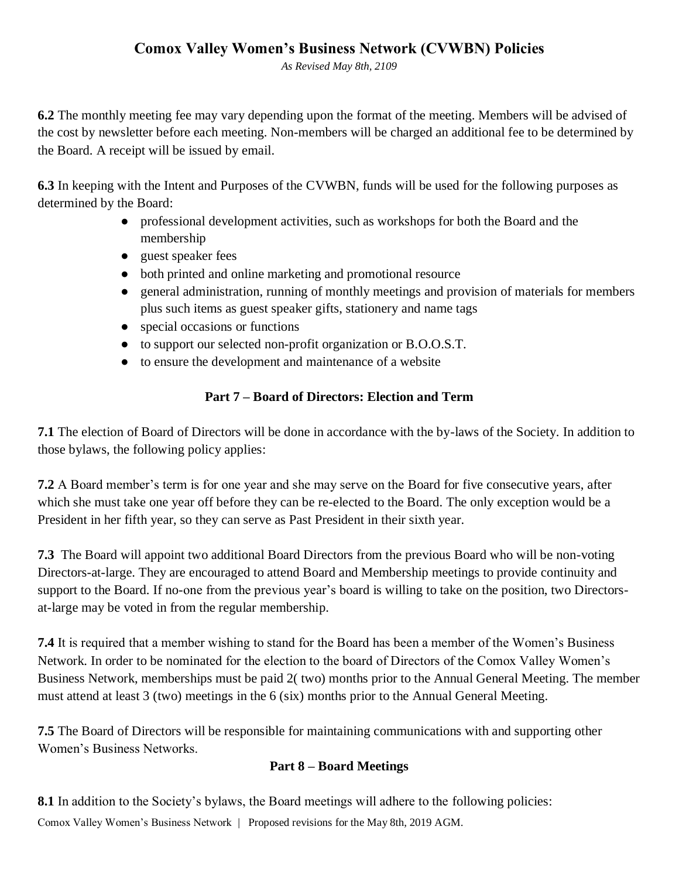# Comox Valley Women's Business Network (CVWBN) Policies

*As Revised May 8th, 2109*

**6.2** The monthly meeting fee may vary depending upon the format of the meeting. Members will be advised of the cost by newsletter before each meeting. Non-members will be charged an additional fee to be determined by the Board. A receipt will be issued by email.

**6.3** In keeping with the Intent and Purposes of the CVWBN, funds will be used for the following purposes as determined by the Board:

- professional development activities, such as workshops for both the Board and the membership
- guest speaker fees
- both printed and online marketing and promotional resource
- general administration, running of monthly meetings and provision of materials for members plus such items as guest speaker gifts, stationery and name tags
- special occasions or functions
- to support our selected non-profit organization or B.O.O.S.T.
- to ensure the development and maintenance of a website

## Part 7 – Board of Directors: Election and Term

**7.1** The election of Board of Directors will be done in accordance with the by-laws of the Society. In addition to those bylaws, the following policy applies:

**7.2** A Board member's term is for one year and she may serve on the Board for five consecutive years, after which she must take one year off before they can be re-elected to the Board. The only exception would be a President in her fifth year, so they can serve as Past President in their sixth year.

**7.3** The Board will appoint two additional Board Directors from the previous Board who will be non-voting Directors-at-large. They are encouraged to attend Board and Membership meetings to provide continuity and support to the Board. If no-one from the previous year's board is willing to take on the position, two Directors-at-large may be voted in from the regular membership.

**7.4** It is required that a member wishing to stand for the Board has been a member of the Women's Business Network. In order to be nominated for the election to the board of Directors of the Comox Valley Women's Business Network, memberships must be paid 2( two) months prior to the Annual General Meeting. The member must attend at least 3 (two) meetings in the 6 (six) months prior to the Annual General Meeting.

**7.5** The Board of Directors will be responsible for maintaining communications with and supporting other Women's Business Networks.

## Part 8 – Board Meetings

**8.1** In addition to the Society's bylaws, the Board meetings will adhere to the following policies: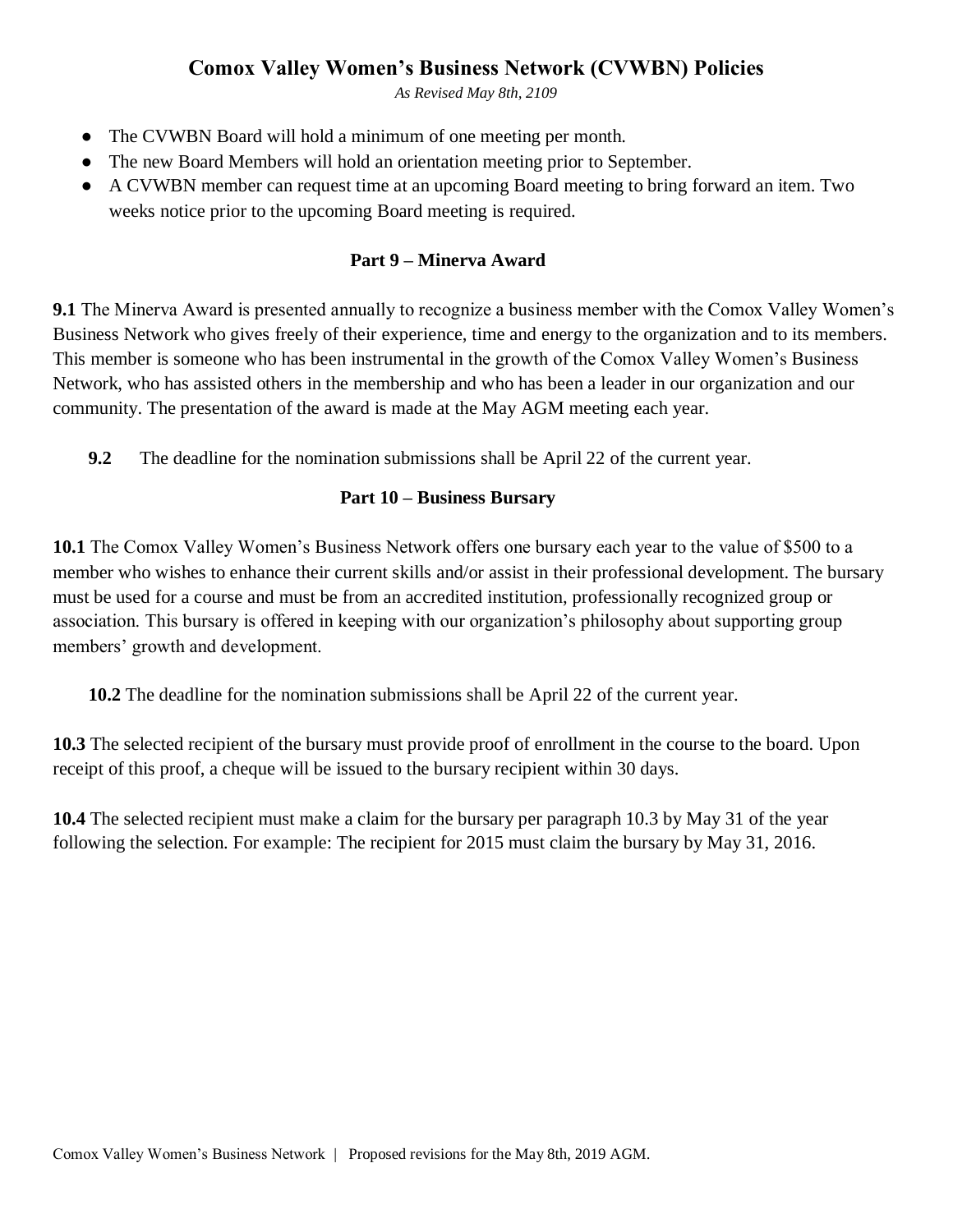# Comox Valley Women's Business Network (CVWBN) Policies

*As Revised May 8th, 2109*

- The CVWBN Board will hold a minimum of one meeting per month.
- The new Board Members will hold an orientation meeting prior to September.
- A CVWBN member can request time at an upcoming Board meeting to bring forward an item. Two weeks notice prior to the upcoming Board meeting is required.

## Part 9 – Minerva Award

**9.1** The Minerva Award is presented annually to recognize a business member with the Comox Valley Women's Business Network who gives freely of their experience, time and energy to the organization and to its members. This member is someone who has been instrumental in the growth of the Comox Valley Women's Business Network, who has assisted others in the membership and who has been a leader in our organization and our community. The presentation of the award is made at the May AGM meeting each year.

**9.2** The deadline for the nomination submissions shall be April 22 of the current year.

## Part 10 – Business Bursary

**10.1** The Comox Valley Women's Business Network offers one bursary each year to the value of $500 to a member who wishes to enhance their current skills and/or assist in their professional development. The bursary must be used for a course and must be from an accredited institution, professionally recognized group or association. This bursary is offered in keeping with our organization's philosophy about supporting group members' growth and development.

**10.2** The deadline for the nomination submissions shall be April 22 of the current year.

**10.3** The selected recipient of the bursary must provide proof of enrollment in the course to the board. Upon receipt of this proof, a cheque will be issued to the bursary recipient within 30 days.

**10.4** The selected recipient must make a claim for the bursary per paragraph 10.3 by May 31 of the year following the selection. For example: The recipient for 2015 must claim the bursary by May 31, 2016.